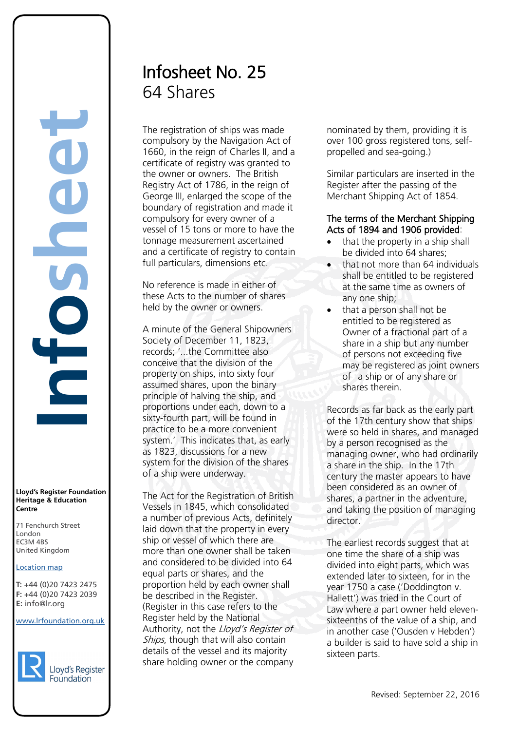# Infosheet No. 25
## 64 Shares

The registration of ships was made compulsory by the Navigation Act of 1660, in the reign of Charles II, and a certificate of registry was granted to the owner or owners. The British Registry Act of 1786, in the reign of George III, enlarged the scope of the boundary of registration and made it compulsory for every owner of a vessel of 15 tons or more to have the tonnage measurement ascertained and a certificate of registry to contain full particulars, dimensions etc.

No reference is made in either of these Acts to the number of shares held by the owner or owners.

A minute of the General Shipowners Society of December 11, 1823, records; '...the Committee also conceive that the division of the property on ships, into sixty four assumed shares, upon the binary principle of halving the ship, and proportions under each, down to a sixty-fourth part, will be found in practice to be a more convenient system.' This indicates that, as early as 1823, discussions for a new system for the division of the shares of a ship were underway.

The Act for the Registration of British Vessels in 1845, which consolidated a number of previous Acts, definitely laid down that the property in every ship or vessel of which there are more than one owner shall be taken and considered to be divided into 64 equal parts or shares, and the proportion held by each owner shall be described in the Register. (Register in this case refers to the Register held by the National Authority, not the *Lloyd's Register of Ships*, though that will also contain details of the vessel and its majority share holding owner or the company nominated by them, providing it is over 100 gross registered tons, self-propelled and sea-going.)

Similar particulars are inserted in the Register after the passing of the Merchant Shipping Act of 1854.

The terms of the Merchant Shipping Acts of 1894 and 1906 provided:

- that the property in a ship shall be divided into 64 shares;
- that not more than 64 individuals shall be entitled to be registered at the same time as owners of any one ship;
- that a person shall not be entitled to be registered as Owner of a fractional part of a share in a ship but any number of persons not exceeding five may be registered as joint owners of a ship or of any share or shares therein.

Records as far back as the early part of the 17th century show that ships were so held in shares, and managed by a person recognised as the managing owner, who had ordinarily a share in the ship. In the 17th century the master appears to have been considered as an owner of shares, a partner in the adventure, and taking the position of managing director.

The earliest records suggest that at one time the share of a ship was divided into eight parts, which was extended later to sixteen, for in the year 1750 a case ('Doddington v. Hallett') was tried in the Court of Law where a part owner held eleven-sixteenths of the value of a ship, and in another case ('Ousden v Hebden') a builder is said to have sold a ship in sixteen parts.

**Lloyd's Register Foundation Heritage & Education Centre**

71 Fenchurch Street
London
EC3M 4BS
United Kingdom

Location map

T: +44 (0)20 7423 2475
F: +44 (0)20 7423 2039
E: info@lr.org

www.lrfoundation.org.uk

Lloyd's Register Foundation

Revised: September 22, 2016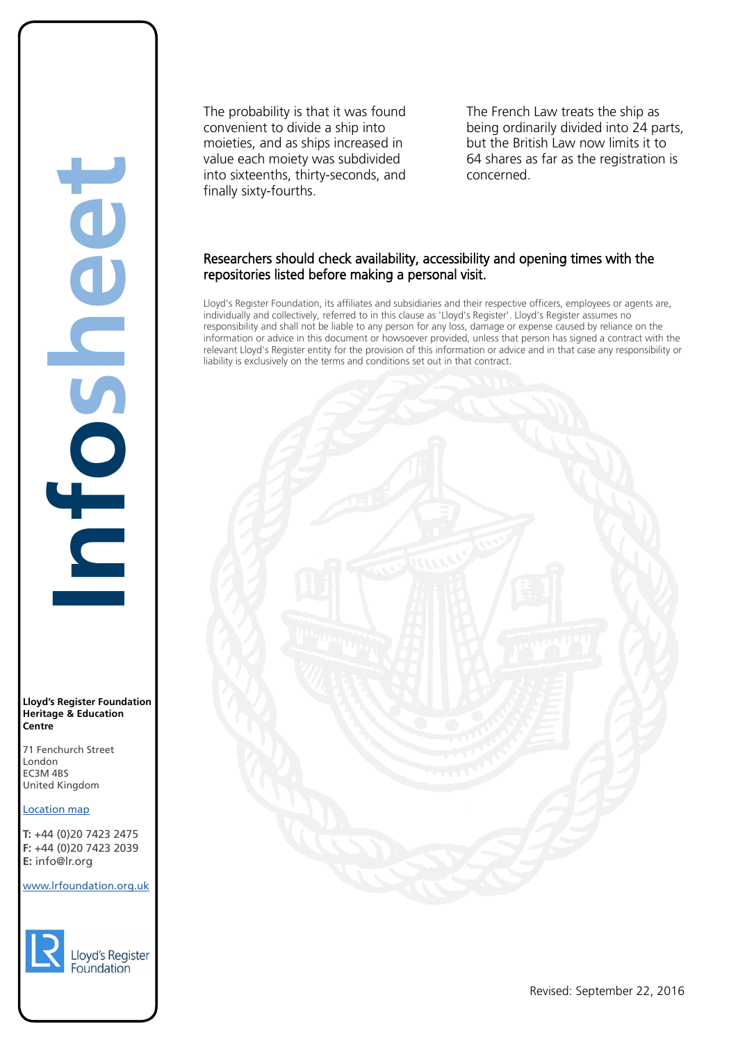The probability is that it was found convenient to divide a ship into moieties, and as ships increased in value each moiety was subdivided into sixteenths, thirty-seconds, and finally sixty-fourths.

The French Law treats the ship as being ordinarily divided into 24 parts, but the British Law now limits it to 64 shares as far as the registration is concerned.

## Researchers should check availability, accessibility and opening times with the repositories listed before making a personal visit.

Lloyd's Register Foundation, its affiliates and subsidiaries and their respective officers, employees or agents are, individually and collectively, referred to in this clause as 'Lloyd's Register'. Lloyd's Register assumes no responsibility and shall not be liable to any person for any loss, damage or expense caused by reliance on the information or advice in this document or howsoever provided, unless that person has signed a contract with the relevant Lloyd's Register entity for the provision of this information or advice and in that case any responsibility or liability is exclusively on the terms and conditions set out in that contract.

# Infosheet

**Lloyd's Register Foundation Heritage & Education Centre**

71 Fenchurch Street
London
EC3M 4BS
United Kingdom

[Location map]

**T:** +44 (0)20 7423 2475
**F:** +44 (0)20 7423 2039
**E:** info@lr.org

[www.lrfoundation.org.uk]

Lloyd's Register Foundation

Revised: September 22, 2016